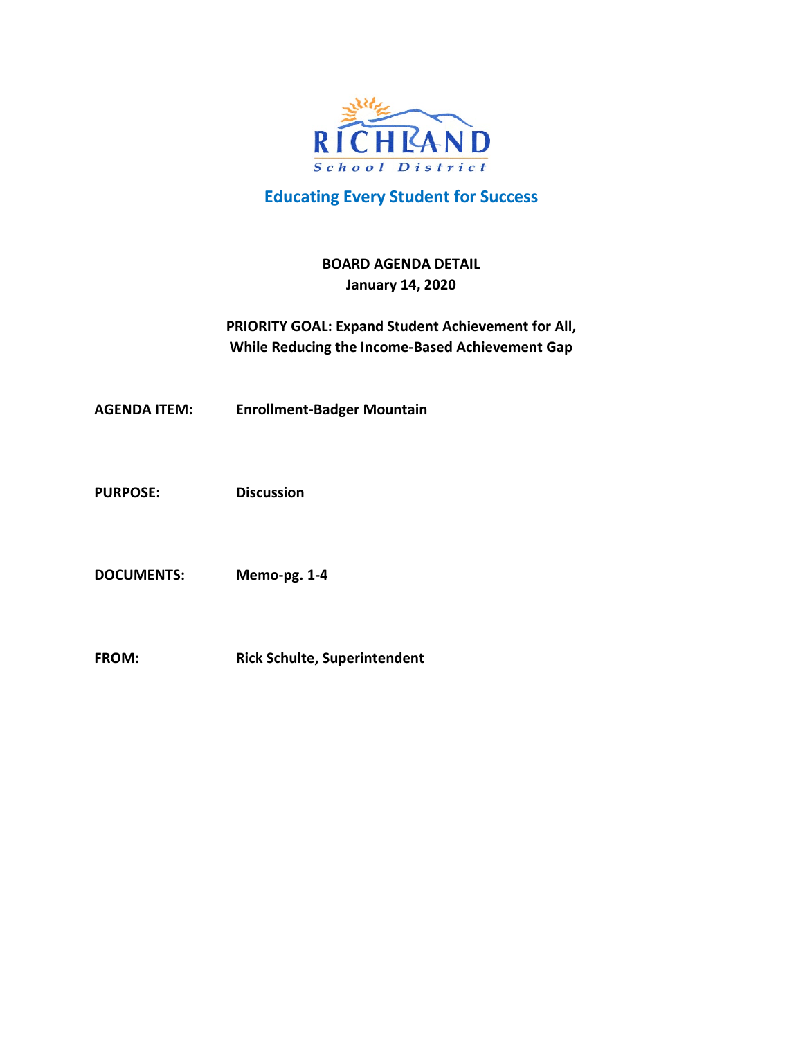RICHLAND
School District

**Educating Every Student for Success**

**BOARD AGENDA DETAIL**
**January 14, 2020**

**PRIORITY GOAL: Expand Student Achievement for All, While Reducing the Income-Based Achievement Gap**

**AGENDA ITEM:** **Enrollment-Badger Mountain**

**PURPOSE:** **Discussion**

**DOCUMENTS:** **Memo-pg. 1-4**

**FROM:** **Rick Schulte, Superintendent**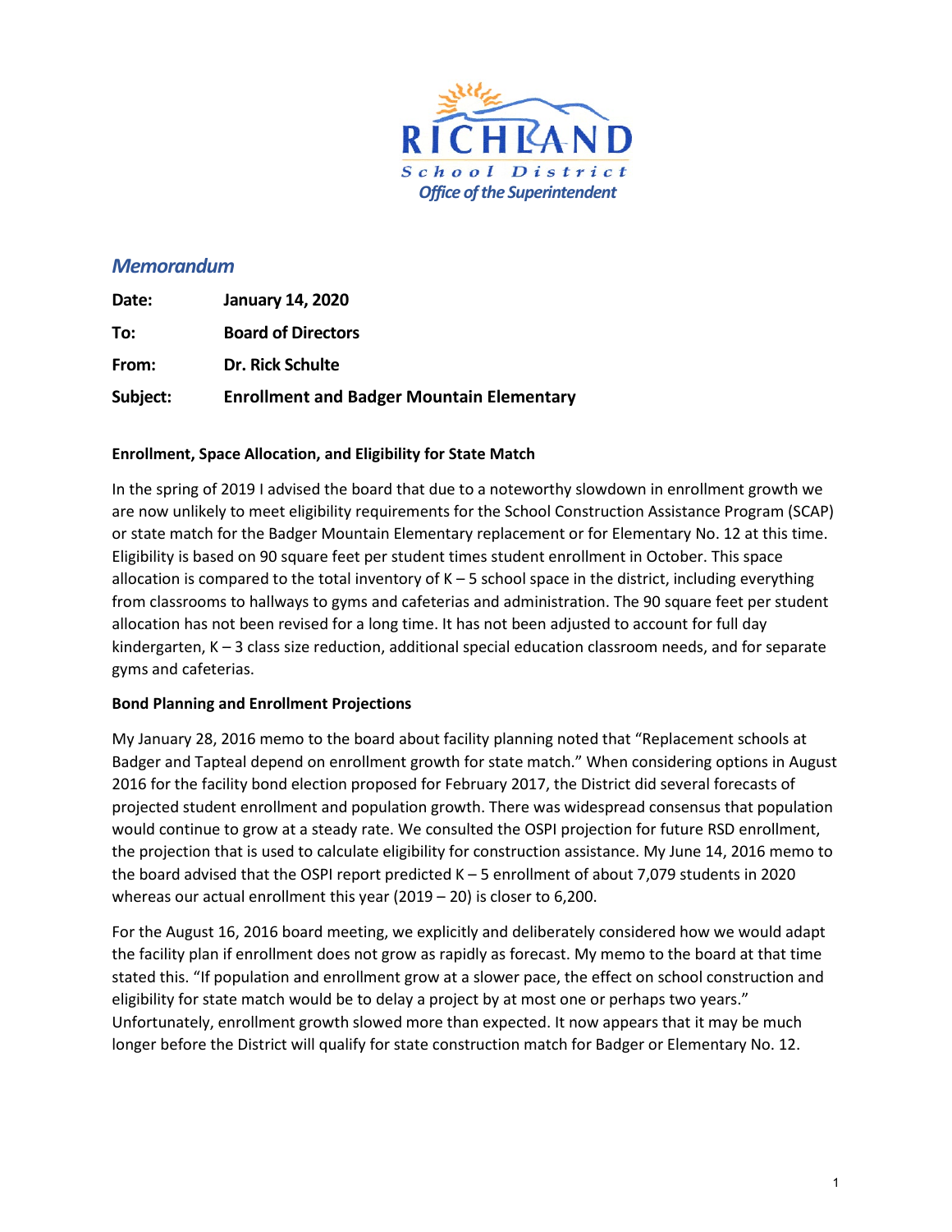# RICHLAND
## School District
*Office of the Superintendent*

## *Memorandum*

**Date:** **January 14, 2020**

**To:** **Board of Directors**

**From:** **Dr. Rick Schulte**

**Subject:** **Enrollment and Badger Mountain Elementary**

**Enrollment, Space Allocation, and Eligibility for State Match**

In the spring of 2019 I advised the board that due to a noteworthy slowdown in enrollment growth we are now unlikely to meet eligibility requirements for the School Construction Assistance Program (SCAP) or state match for the Badger Mountain Elementary replacement or for Elementary No. 12 at this time. Eligibility is based on 90 square feet per student times student enrollment in October. This space allocation is compared to the total inventory of K – 5 school space in the district, including everything from classrooms to hallways to gyms and cafeterias and administration. The 90 square feet per student allocation has not been revised for a long time. It has not been adjusted to account for full day kindergarten, K – 3 class size reduction, additional special education classroom needs, and for separate gyms and cafeterias.

**Bond Planning and Enrollment Projections**

My January 28, 2016 memo to the board about facility planning noted that "Replacement schools at Badger and Tapteal depend on enrollment growth for state match." When considering options in August 2016 for the facility bond election proposed for February 2017, the District did several forecasts of projected student enrollment and population growth. There was widespread consensus that population would continue to grow at a steady rate. We consulted the OSPI projection for future RSD enrollment, the projection that is used to calculate eligibility for construction assistance. My June 14, 2016 memo to the board advised that the OSPI report predicted K – 5 enrollment of about 7,079 students in 2020 whereas our actual enrollment this year (2019 – 20) is closer to 6,200.

For the August 16, 2016 board meeting, we explicitly and deliberately considered how we would adapt the facility plan if enrollment does not grow as rapidly as forecast. My memo to the board at that time stated this. "If population and enrollment grow at a slower pace, the effect on school construction and eligibility for state match would be to delay a project by at most one or perhaps two years." Unfortunately, enrollment growth slowed more than expected. It now appears that it may be much longer before the District will qualify for state construction match for Badger or Elementary No. 12.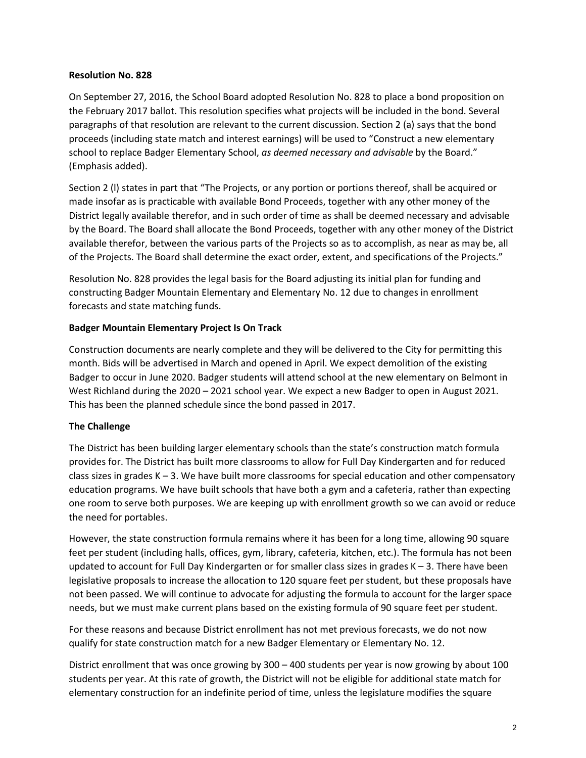**Resolution No. 828**

On September 27, 2016, the School Board adopted Resolution No. 828 to place a bond proposition on the February 2017 ballot. This resolution specifies what projects will be included in the bond. Several paragraphs of that resolution are relevant to the current discussion. Section 2 (a) says that the bond proceeds (including state match and interest earnings) will be used to "Construct a new elementary school to replace Badger Elementary School, *as deemed necessary and advisable* by the Board." (Emphasis added).

Section 2 (l) states in part that "The Projects, or any portion or portions thereof, shall be acquired or made insofar as is practicable with available Bond Proceeds, together with any other money of the District legally available therefor, and in such order of time as shall be deemed necessary and advisable by the Board. The Board shall allocate the Bond Proceeds, together with any other money of the District available therefor, between the various parts of the Projects so as to accomplish, as near as may be, all of the Projects. The Board shall determine the exact order, extent, and specifications of the Projects."

Resolution No. 828 provides the legal basis for the Board adjusting its initial plan for funding and constructing Badger Mountain Elementary and Elementary No. 12 due to changes in enrollment forecasts and state matching funds.

**Badger Mountain Elementary Project Is On Track**

Construction documents are nearly complete and they will be delivered to the City for permitting this month. Bids will be advertised in March and opened in April. We expect demolition of the existing Badger to occur in June 2020. Badger students will attend school at the new elementary on Belmont in West Richland during the 2020 – 2021 school year. We expect a new Badger to open in August 2021. This has been the planned schedule since the bond passed in 2017.

**The Challenge**

The District has been building larger elementary schools than the state's construction match formula provides for. The District has built more classrooms to allow for Full Day Kindergarten and for reduced class sizes in grades K – 3. We have built more classrooms for special education and other compensatory education programs. We have built schools that have both a gym and a cafeteria, rather than expecting one room to serve both purposes. We are keeping up with enrollment growth so we can avoid or reduce the need for portables.

However, the state construction formula remains where it has been for a long time, allowing 90 square feet per student (including halls, offices, gym, library, cafeteria, kitchen, etc.). The formula has not been updated to account for Full Day Kindergarten or for smaller class sizes in grades K – 3. There have been legislative proposals to increase the allocation to 120 square feet per student, but these proposals have not been passed. We will continue to advocate for adjusting the formula to account for the larger space needs, but we must make current plans based on the existing formula of 90 square feet per student.

For these reasons and because District enrollment has not met previous forecasts, we do not now qualify for state construction match for a new Badger Elementary or Elementary No. 12.

District enrollment that was once growing by 300 – 400 students per year is now growing by about 100 students per year. At this rate of growth, the District will not be eligible for additional state match for elementary construction for an indefinite period of time, unless the legislature modifies the square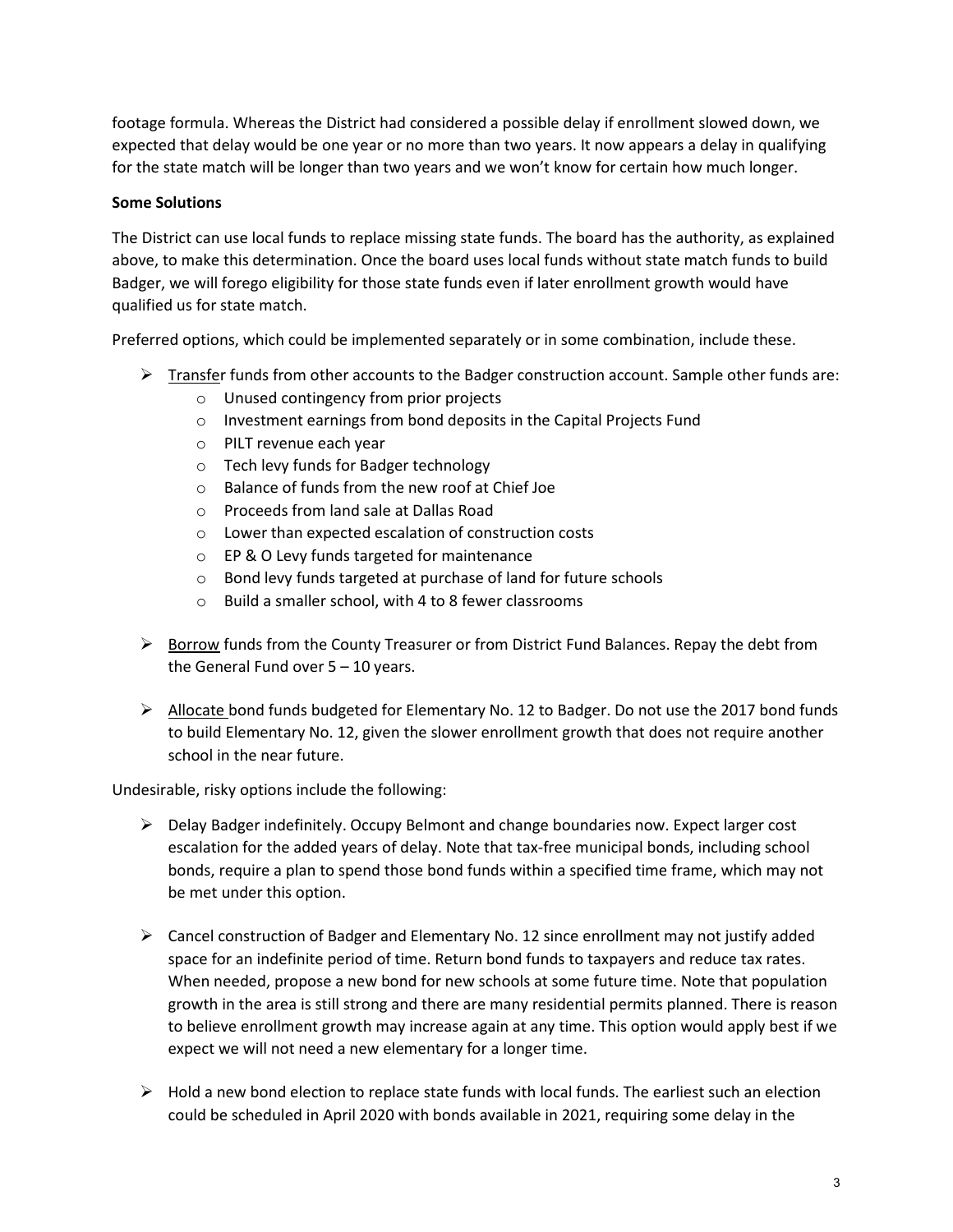footage formula. Whereas the District had considered a possible delay if enrollment slowed down, we expected that delay would be one year or no more than two years. It now appears a delay in qualifying for the state match will be longer than two years and we won't know for certain how much longer.

**Some Solutions**

The District can use local funds to replace missing state funds. The board has the authority, as explained above, to make this determination. Once the board uses local funds without state match funds to build Badger, we will forego eligibility for those state funds even if later enrollment growth would have qualified us for state match.

Preferred options, which could be implemented separately or in some combination, include these.

- Transfer funds from other accounts to the Badger construction account. Sample other funds are:
  - Unused contingency from prior projects
  - Investment earnings from bond deposits in the Capital Projects Fund
  - PILT revenue each year
  - Tech levy funds for Badger technology
  - Balance of funds from the new roof at Chief Joe
  - Proceeds from land sale at Dallas Road
  - Lower than expected escalation of construction costs
  - EP & O Levy funds targeted for maintenance
  - Bond levy funds targeted at purchase of land for future schools
  - Build a smaller school, with 4 to 8 fewer classrooms

- Borrow funds from the County Treasurer or from District Fund Balances. Repay the debt from the General Fund over 5 – 10 years.

- Allocate bond funds budgeted for Elementary No. 12 to Badger. Do not use the 2017 bond funds to build Elementary No. 12, given the slower enrollment growth that does not require another school in the near future.

Undesirable, risky options include the following:

- Delay Badger indefinitely. Occupy Belmont and change boundaries now. Expect larger cost escalation for the added years of delay. Note that tax-free municipal bonds, including school bonds, require a plan to spend those bond funds within a specified time frame, which may not be met under this option.

- Cancel construction of Badger and Elementary No. 12 since enrollment may not justify added space for an indefinite period of time. Return bond funds to taxpayers and reduce tax rates. When needed, propose a new bond for new schools at some future time. Note that population growth in the area is still strong and there are many residential permits planned. There is reason to believe enrollment growth may increase again at any time. This option would apply best if we expect we will not need a new elementary for a longer time.

- Hold a new bond election to replace state funds with local funds. The earliest such an election could be scheduled in April 2020 with bonds available in 2021, requiring some delay in the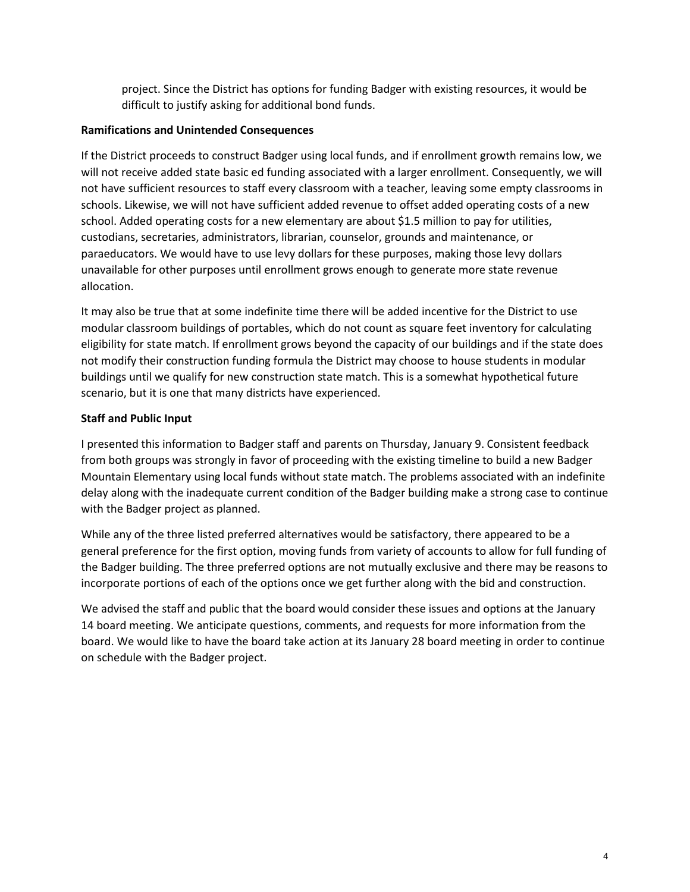project. Since the District has options for funding Badger with existing resources, it would be difficult to justify asking for additional bond funds.

**Ramifications and Unintended Consequences**

If the District proceeds to construct Badger using local funds, and if enrollment growth remains low, we will not receive added state basic ed funding associated with a larger enrollment. Consequently, we will not have sufficient resources to staff every classroom with a teacher, leaving some empty classrooms in schools. Likewise, we will not have sufficient added revenue to offset added operating costs of a new school. Added operating costs for a new elementary are about $1.5 million to pay for utilities, custodians, secretaries, administrators, librarian, counselor, grounds and maintenance, or paraeducators. We would have to use levy dollars for these purposes, making those levy dollars unavailable for other purposes until enrollment grows enough to generate more state revenue allocation.

It may also be true that at some indefinite time there will be added incentive for the District to use modular classroom buildings of portables, which do not count as square feet inventory for calculating eligibility for state match. If enrollment grows beyond the capacity of our buildings and if the state does not modify their construction funding formula the District may choose to house students in modular buildings until we qualify for new construction state match. This is a somewhat hypothetical future scenario, but it is one that many districts have experienced.

**Staff and Public Input**

I presented this information to Badger staff and parents on Thursday, January 9. Consistent feedback from both groups was strongly in favor of proceeding with the existing timeline to build a new Badger Mountain Elementary using local funds without state match. The problems associated with an indefinite delay along with the inadequate current condition of the Badger building make a strong case to continue with the Badger project as planned.

While any of the three listed preferred alternatives would be satisfactory, there appeared to be a general preference for the first option, moving funds from variety of accounts to allow for full funding of the Badger building. The three preferred options are not mutually exclusive and there may be reasons to incorporate portions of each of the options once we get further along with the bid and construction.

We advised the staff and public that the board would consider these issues and options at the January 14 board meeting. We anticipate questions, comments, and requests for more information from the board. We would like to have the board take action at its January 28 board meeting in order to continue on schedule with the Badger project.